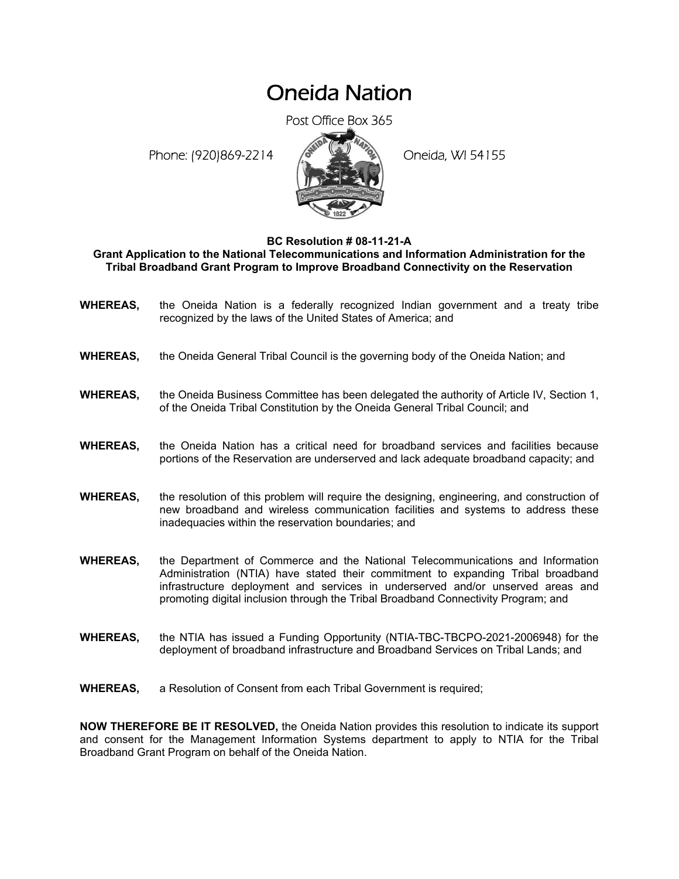# Oneida Nation

Post Office Box 365

Phone: (920)869-2214 Oneida, WI 54155

**BC Resolution # 08-11-21-A**
**Grant Application to the National Telecommunications and Information Administration for the Tribal Broadband Grant Program to Improve Broadband Connectivity on the Reservation**

**WHEREAS,** the Oneida Nation is a federally recognized Indian government and a treaty tribe recognized by the laws of the United States of America; and

**WHEREAS,** the Oneida General Tribal Council is the governing body of the Oneida Nation; and

**WHEREAS,** the Oneida Business Committee has been delegated the authority of Article IV, Section 1, of the Oneida Tribal Constitution by the Oneida General Tribal Council; and

**WHEREAS,** the Oneida Nation has a critical need for broadband services and facilities because portions of the Reservation are underserved and lack adequate broadband capacity; and

**WHEREAS,** the resolution of this problem will require the designing, engineering, and construction of new broadband and wireless communication facilities and systems to address these inadequacies within the reservation boundaries; and

**WHEREAS,** the Department of Commerce and the National Telecommunications and Information Administration (NTIA) have stated their commitment to expanding Tribal broadband infrastructure deployment and services in underserved and/or unserved areas and promoting digital inclusion through the Tribal Broadband Connectivity Program; and

**WHEREAS,** the NTIA has issued a Funding Opportunity (NTIA-TBC-TBCPO-2021-2006948) for the deployment of broadband infrastructure and Broadband Services on Tribal Lands; and

**WHEREAS,** a Resolution of Consent from each Tribal Government is required;

**NOW THEREFORE BE IT RESOLVED,** the Oneida Nation provides this resolution to indicate its support and consent for the Management Information Systems department to apply to NTIA for the Tribal Broadband Grant Program on behalf of the Oneida Nation.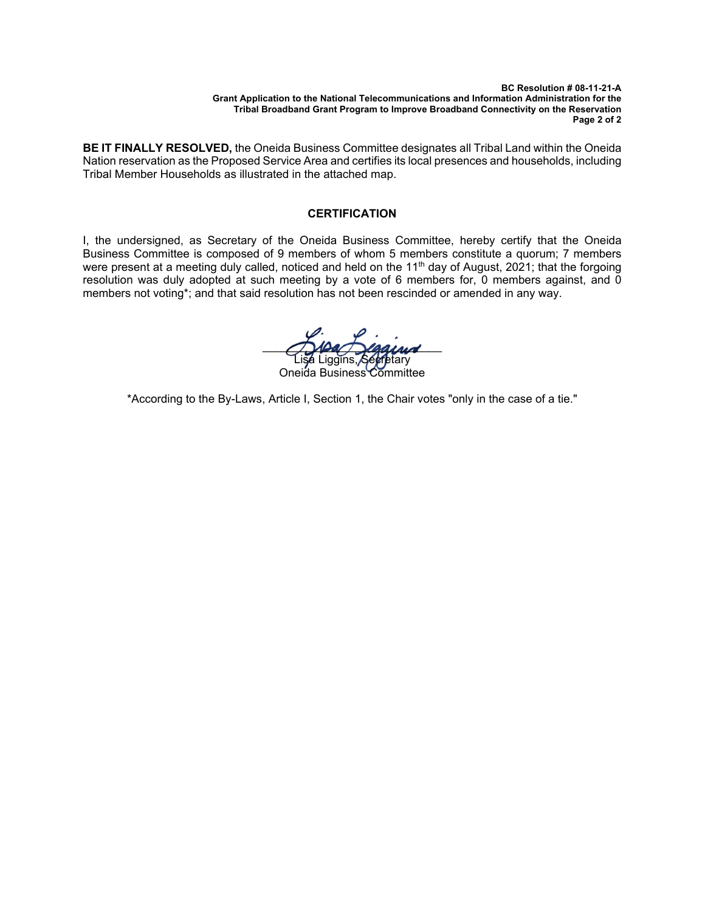**BE IT FINALLY RESOLVED,** the Oneida Business Committee designates all Tribal Land within the Oneida Nation reservation as the Proposed Service Area and certifies its local presences and households, including Tribal Member Households as illustrated in the attached map.

**CERTIFICATION**

I, the undersigned, as Secretary of the Oneida Business Committee, hereby certify that the Oneida Business Committee is composed of 9 members of whom 5 members constitute a quorum; 7 members were present at a meeting duly called, noticed and held on the 11th day of August, 2021; that the forgoing resolution was duly adopted at such meeting by a vote of 6 members for, 0 members against, and 0 members not voting*; and that said resolution has not been rescinded or amended in any way.

Lisa Liggins, Secretary
Oneida Business Committee

*According to the By-Laws, Article I, Section 1, the Chair votes "only in the case of a tie."